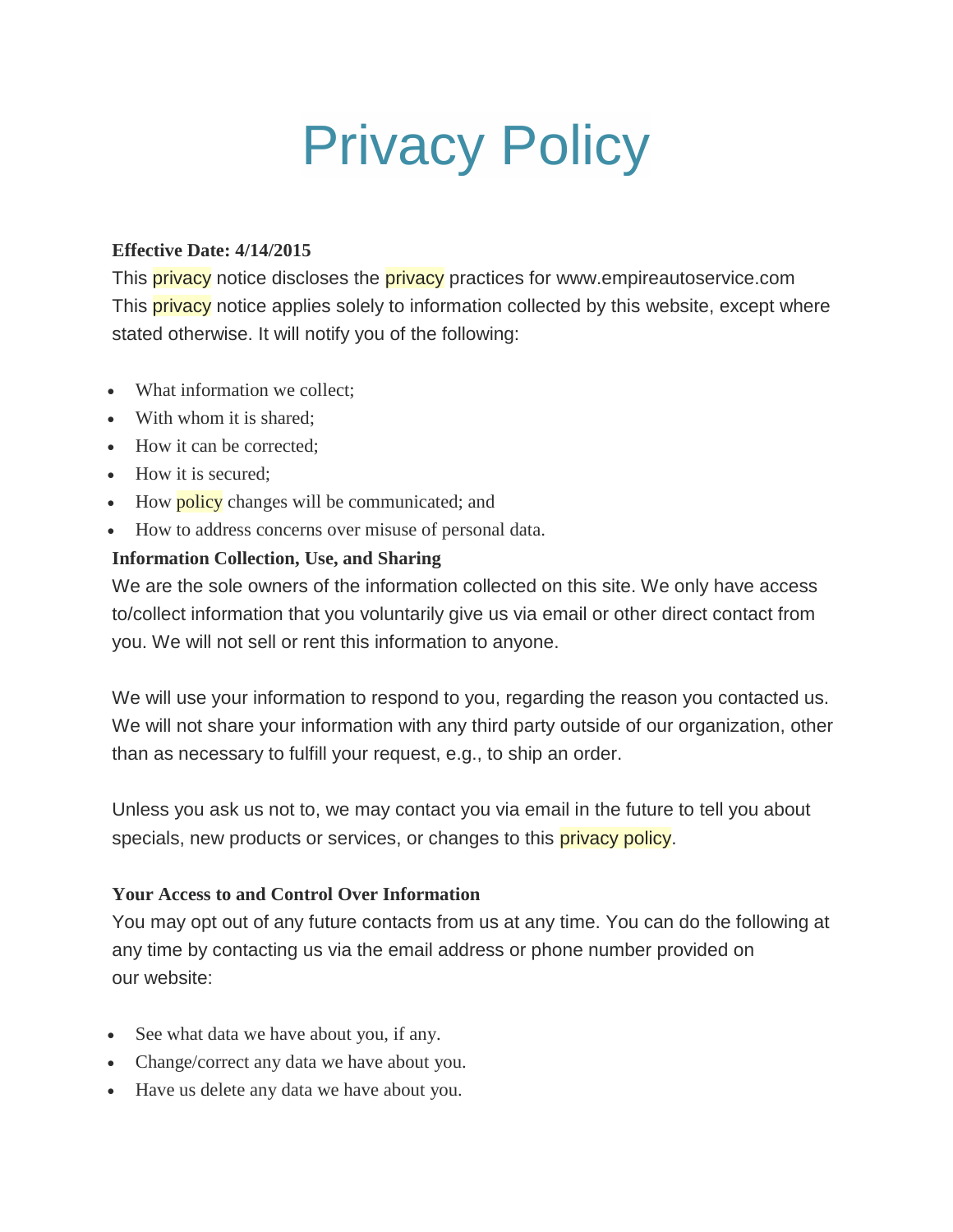# Privacy Policy

**Effective Date: 4/14/2015**

This privacy notice discloses the privacy practices for www.empireautoservice.com This privacy notice applies solely to information collected by this website, except where stated otherwise. It will notify you of the following:

- What information we collect;
- With whom it is shared;
- How it can be corrected;
- How it is secured;
- How policy changes will be communicated; and
- How to address concerns over misuse of personal data.

**Information Collection, Use, and Sharing**

We are the sole owners of the information collected on this site. We only have access to/collect information that you voluntarily give us via email or other direct contact from you. We will not sell or rent this information to anyone.

We will use your information to respond to you, regarding the reason you contacted us. We will not share your information with any third party outside of our organization, other than as necessary to fulfill your request, e.g., to ship an order.

Unless you ask us not to, we may contact you via email in the future to tell you about specials, new products or services, or changes to this privacy policy.

**Your Access to and Control Over Information**

You may opt out of any future contacts from us at any time. You can do the following at any time by contacting us via the email address or phone number provided on our website:

- See what data we have about you, if any.
- Change/correct any data we have about you.
- Have us delete any data we have about you.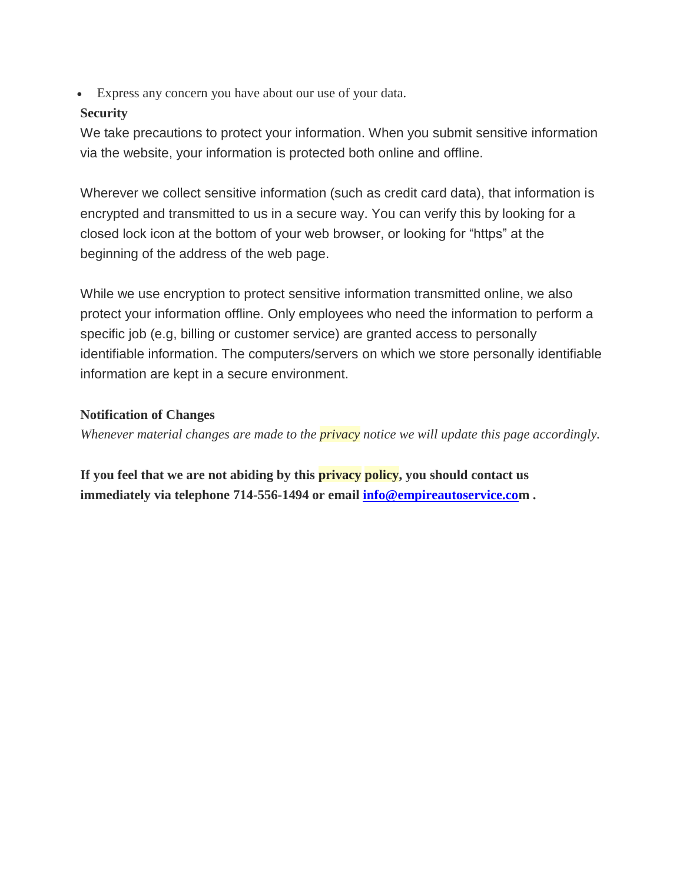- Express any concern you have about our use of your data.

**Security**

We take precautions to protect your information. When you submit sensitive information via the website, your information is protected both online and offline.

Wherever we collect sensitive information (such as credit card data), that information is encrypted and transmitted to us in a secure way. You can verify this by looking for a closed lock icon at the bottom of your web browser, or looking for "https" at the beginning of the address of the web page.

While we use encryption to protect sensitive information transmitted online, we also protect your information offline. Only employees who need the information to perform a specific job (e.g, billing or customer service) are granted access to personally identifiable information. The computers/servers on which we store personally identifiable information are kept in a secure environment.

**Notification of Changes**

*Whenever material changes are made to the privacy notice we will update this page accordingly.*

**If you feel that we are not abiding by this privacy policy, you should contact us immediately via telephone 714-556-1494 or email info@empireautoservice.com .**